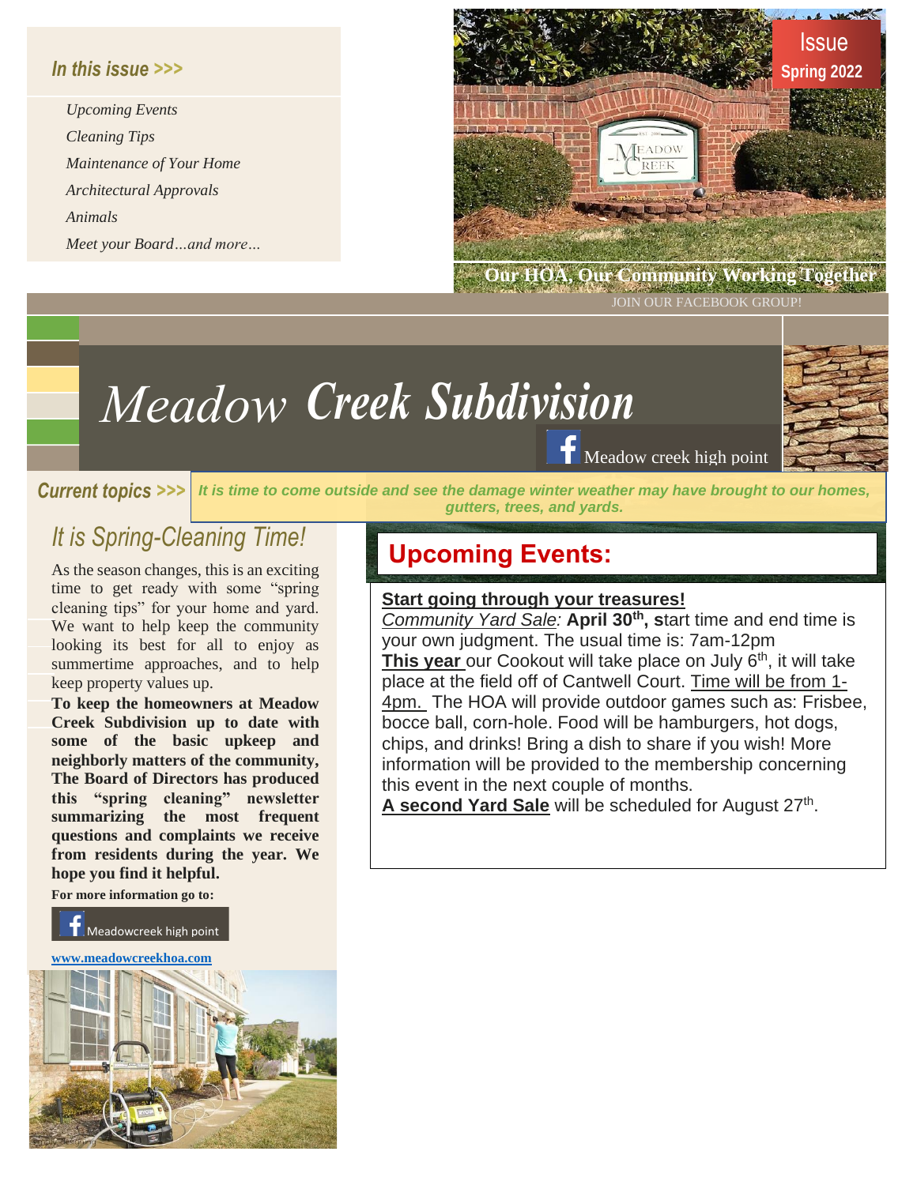*In this issue >>>*

*Upcoming Events*
*Cleaning Tips*
*Maintenance of Your Home*
*Architectural Approvals*
*Animals*
*Meet your Board…and more…*

Issue
**Spring 2022**

**Our HOA, Our Community Working Together**

JOIN OUR FACEBOOK GROUP!

# *Meadow* *Creek Subdivision*

Meadow creek high point

***Current topics >>>*** ***It is time to come outside and see the damage winter weather may have brought to our homes, gutters, trees, and yards.***

## *It is Spring-Cleaning Time!*

As the season changes, this is an exciting time to get ready with some "spring cleaning tips" for your home and yard. We want to help keep the community looking its best for all to enjoy as summertime approaches, and to help keep property values up.

**To keep the homeowners at Meadow Creek Subdivision up to date with some of the basic upkeep and neighborly matters of the community, The Board of Directors has produced this "spring cleaning" newsletter summarizing the most frequent questions and complaints we receive from residents during the year. We hope you find it helpful.**

**For more information go to:**

Meadowcreek high point

**www.meadowcreekhoa.com**

## Upcoming Events:

**Start going through your treasures!**

*Community Yard Sale:* **April 30th, s**tart time and end time is your own judgment. The usual time is: 7am-12pm

**This year** our Cookout will take place on July 6th, it will take place at the field off of Cantwell Court. Time will be from 1-4pm. The HOA will provide outdoor games such as: Frisbee, bocce ball, corn-hole. Food will be hamburgers, hot dogs, chips, and drinks! Bring a dish to share if you wish! More information will be provided to the membership concerning this event in the next couple of months.

**A second Yard Sale** will be scheduled for August 27th.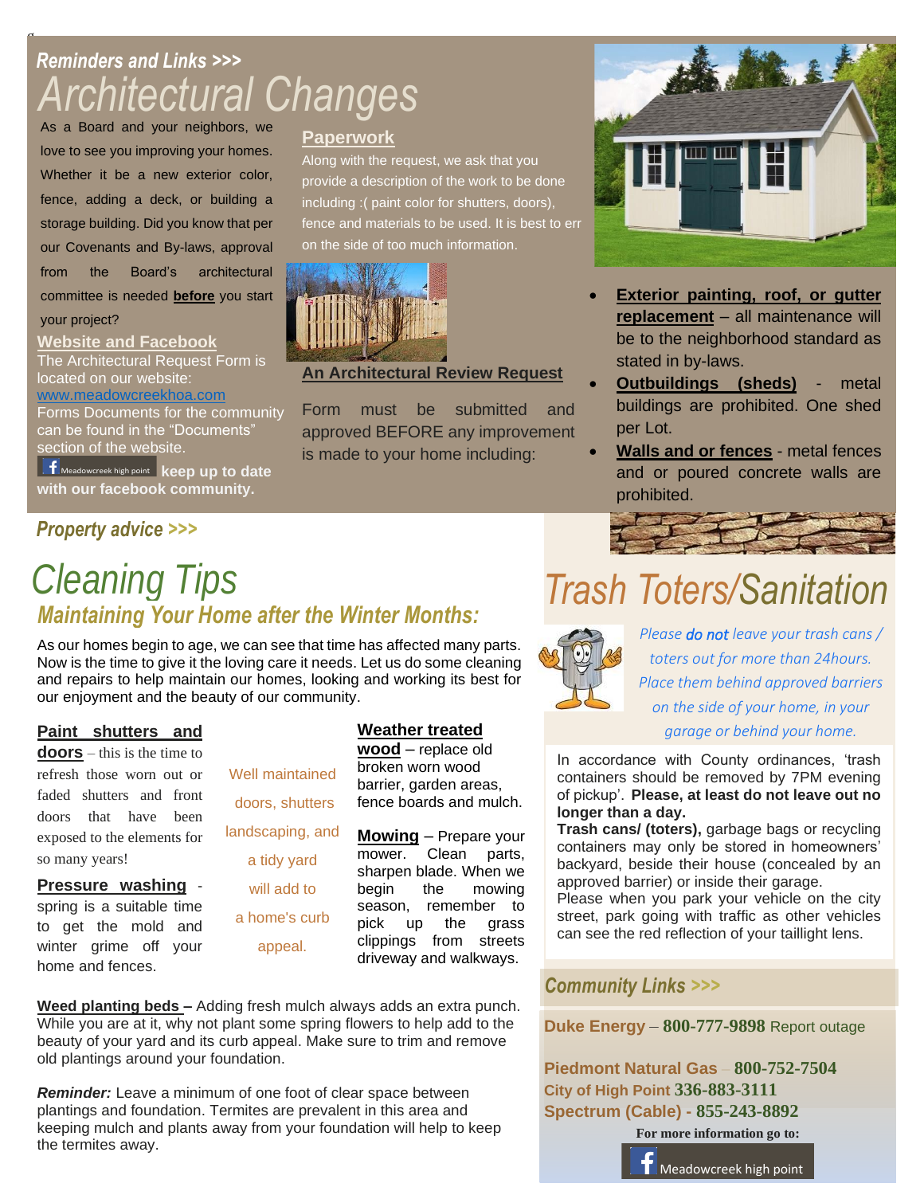*Reminders and Links >>>*

# Architectural Changes

As a Board and your neighbors, we love to see you improving your homes. Whether it be a new exterior color, fence, adding a deck, or building a storage building. Did you know that per our Covenants and By-laws, approval from the Board's architectural committee is needed **before** you start your project?

**Website and Facebook**

The Architectural Request Form is located on our website: www.meadowcreekhoa.com

Forms Documents for the community can be found in the "Documents" section of the website.

Meadowcreek high point **keep up to date with our facebook community.**

**Paperwork**

Along with the request, we ask that you provide a description of the work to be done including :( paint color for shutters, doors), fence and materials to be used. It is best to err on the side of too much information.

**An Architectural Review Request**

Form must be submitted and approved BEFORE any improvement is made to your home including:

- **Exterior painting, roof, or gutter replacement** – all maintenance will be to the neighborhood standard as stated in by-laws.
- **Outbuildings (sheds)** - metal buildings are prohibited. One shed per Lot.
- **Walls and or fences** - metal fences and or poured concrete walls are prohibited.

*Property advice >>>*

# Cleaning Tips

## Maintaining Your Home after the Winter Months:

As our homes begin to age, we can see that time has affected many parts. Now is the time to give it the loving care it needs. Let us do some cleaning and repairs to help maintain our homes, looking and working its best for our enjoyment and the beauty of our community.

**Paint shutters and doors** – this is the time to refresh those worn out or faded shutters and front doors that have been exposed to the elements for so many years!

**Pressure washing** - spring is a suitable time to get the mold and winter grime off your home and fences.

Well maintained doors, shutters landscaping, and a tidy yard will add to a home's curb appeal.

**Weather treated wood** – replace old broken worn wood barrier, garden areas, fence boards and mulch.

**Mowing** – Prepare your mower. Clean parts, sharpen blade. When we begin the mowing season, remember to pick up the grass clippings from streets driveway and walkways.

**Weed planting beds –** Adding fresh mulch always adds an extra punch. While you are at it, why not plant some spring flowers to help add to the beauty of your yard and its curb appeal. Make sure to trim and remove old plantings around your foundation.

***Reminder:*** Leave a minimum of one foot of clear space between plantings and foundation. Termites are prevalent in this area and keeping mulch and plants away from your foundation will help to keep the termites away.

# Trash Toters/Sanitation

*Please **do not** leave your trash cans / toters out for more than 24hours. Place them behind approved barriers on the side of your home, in your garage or behind your home.*

In accordance with County ordinances, 'trash containers should be removed by 7PM evening of pickup'. **Please, at least do not leave out no longer than a day.**

**Trash cans/ (toters),** garbage bags or recycling containers may only be stored in homeowners' backyard, beside their house (concealed by an approved barrier) or inside their garage.

Please when you park your vehicle on the city street, park going with traffic as other vehicles can see the red reflection of your taillight lens.

*Community Links >>>*

**Duke Energy** – **800-777-9898** Report outage

**Piedmont Natural Gas** – **800-752-7504**

**City of High Point** **336-883-3111**

**Spectrum (Cable)** - **855-243-8892**

**For more information go to:**

Meadowcreek high point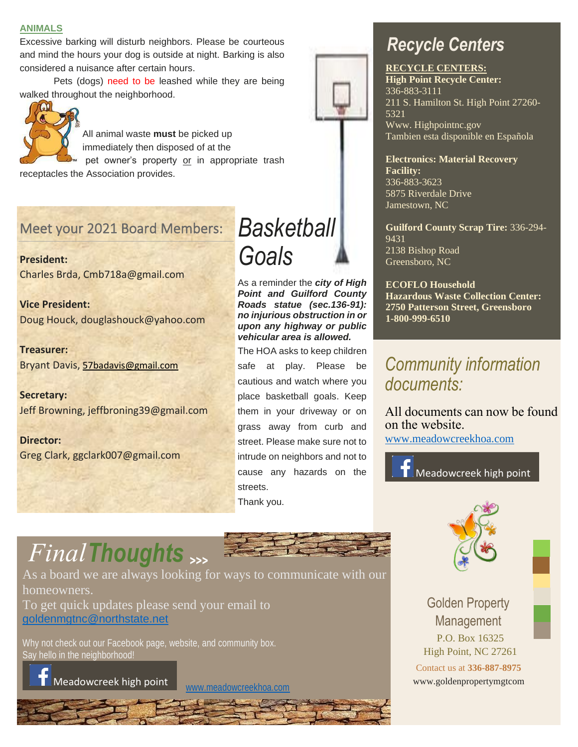## ANIMALS

Excessive barking will disturb neighbors. Please be courteous and mind the hours your dog is outside at night. Barking is also considered a nuisance after certain hours.

Pets (dogs) need to be leashed while they are being walked throughout the neighborhood.

All animal waste **must** be picked up immediately then disposed of at the pet owner's property or in appropriate trash receptacles the Association provides.

## Meet your 2021 Board Members:

**President:**
Charles Brda, Cmb718a@gmail.com

**Vice President:**
Doug Houck, douglashouck@yahoo.com

**Treasurer:**
Bryant Davis, 57badavis@gmail.com

**Secretary:**
Jeff Browning, jeffbroning39@gmail.com

**Director:**
Greg Clark, ggclark007@gmail.com

## Basketball Goals

As a reminder the ***city of High Point and Guilford County Roads statue (sec.136-91): no injurious obstruction in or upon any highway or public vehicular area is allowed.***

The HOA asks to keep children safe at play. Please be cautious and watch where you place basketball goals. Keep them in your driveway or on grass away from curb and street. Please make sure not to intrude on neighbors and not to cause any hazards on the streets.

Thank you.

## Recycle Centers

**RECYCLE CENTERS:**

**High Point Recycle Center:**
336-883-3111
211 S. Hamilton St. High Point 27260-5321
Www. Highpointnc.gov
Tambien esta disponible en Española

**Electronics: Material Recovery Facility:**
336-883-3623
5875 Riverdale Drive
Jamestown, NC

**Guilford County Scrap Tire:** 336-294-9431
2138 Bishop Road
Greensboro, NC

**ECOFLO Household Hazardous Waste Collection Center: 2750 Patterson Street, Greensboro 1-800-999-6510**

## Community information documents:

All documents can now be found on the website.
www.meadowcreekhoa.com

Meadowcreek high point

## Final Thoughts >>>

As a board we are always looking for ways to communicate with our homeowners.
To get quick updates please send your email to
goldenmgtnc@northstate.net

Why not check out our Facebook page, website, and community box.
Say hello in the neighborhood!

Meadowcreek high point

www.meadowcreekhoa.com

Golden Property Management
P.O. Box 16325
High Point, NC 27261
Contact us at **336-887-8975**
www.goldenpropertymgtcom